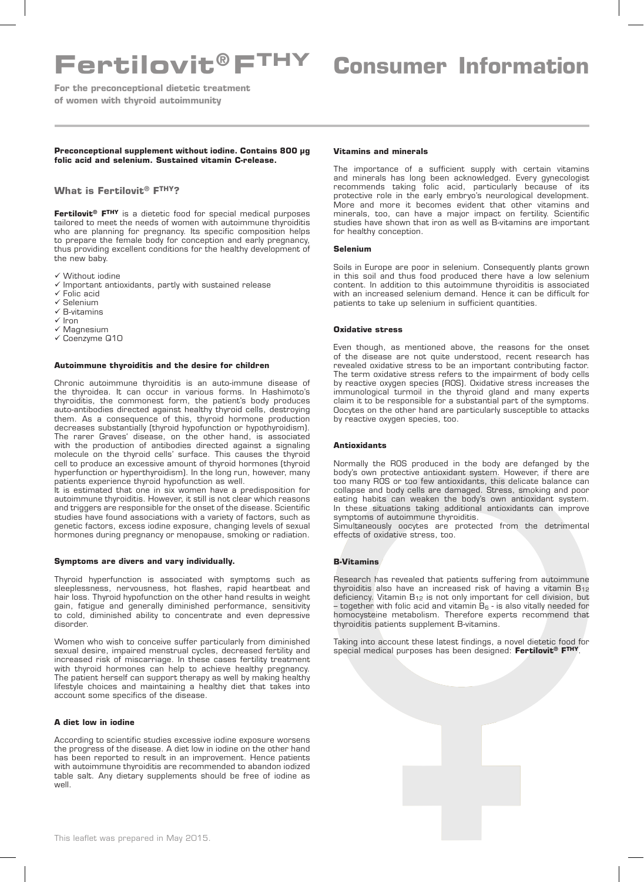# Fertilovit® F$^{THY}$ Consumer Information

**For the preconceptional dietetic treatment of women with thyroid autoimmunity**

**Preconceptional supplement without iodine. Contains 800 µg folic acid and selenium. Sustained vitamin C-release.**

## What is Fertilovit® F$^{THY}$?

**Fertilovit® F$^{THY}$** is a dietetic food for special medical purposes tailored to meet the needs of women with autoimmune thyroiditis who are planning for pregnancy. Its specific composition helps to prepare the female body for conception and early pregnancy, thus providing excellent conditions for the healthy development of the new baby.

- ✓ Without iodine
- ✓ Important antioxidants, partly with sustained release
- ✓ Folic acid
- ✓ Selenium
- ✓ B-vitamins
- ✓ Iron
- ✓ Magnesium
- ✓ Coenzyme Q10

### Autoimmune thyroiditis and the desire for children

Chronic autoimmune thyroiditis is an auto-immune disease of the thyroidea. It can occur in various forms. In Hashimoto's thyroiditis, the commonest form, the patient's body produces auto-antibodies directed against healthy thyroid cells, destroying them. As a consequence of this, thyroid hormone production decreases substantially (thyroid hypofunction or hypothyroidism). The rarer Graves' disease, on the other hand, is associated with the production of antibodies directed against a signaling molecule on the thyroid cells' surface. This causes the thyroid cell to produce an excessive amount of thyroid hormones (thyroid hyperfunction or hyperthyroidism). In the long run, however, many patients experience thyroid hypofunction as well.
It is estimated that one in six women have a predisposition for autoimmune thyroiditis. However, it still is not clear which reasons and triggers are responsible for the onset of the disease. Scientific studies have found associations with a variety of factors, such as genetic factors, excess iodine exposure, changing levels of sexual hormones during pregnancy or menopause, smoking or radiation.

### Symptoms are divers and vary individually.

Thyroid hyperfunction is associated with symptoms such as sleeplessness, nervousness, hot flashes, rapid heartbeat and hair loss. Thyroid hypofunction on the other hand results in weight gain, fatigue and generally diminished performance, sensitivity to cold, diminished ability to concentrate and even depressive disorder.

Women who wish to conceive suffer particularly from diminished sexual desire, impaired menstrual cycles, decreased fertility and increased risk of miscarriage. In these cases fertility treatment with thyroid hormones can help to achieve healthy pregnancy. The patient herself can support therapy as well by making healthy lifestyle choices and maintaining a healthy diet that takes into account some specifics of the disease.

### A diet low in iodine

According to scientific studies excessive iodine exposure worsens the progress of the disease. A diet low in iodine on the other hand has been reported to result in an improvement. Hence patients with autoimmune thyroiditis are recommended to abandon iodized table salt. Any dietary supplements should be free of iodine as well.

### Vitamins and minerals

The importance of a sufficient supply with certain vitamins and minerals has long been acknowledged. Every gynecologist recommends taking folic acid, particularly because of its protective role in the early embryo's neurological development. More and more it becomes evident that other vitamins and minerals, too, can have a major impact on fertility. Scientific studies have shown that iron as well as B-vitamins are important for healthy conception.

### Selenium

Soils in Europe are poor in selenium. Consequently plants grown in this soil and thus food produced there have a low selenium content. In addition to this autoimmune thyroiditis is associated with an increased selenium demand. Hence it can be difficult for patients to take up selenium in sufficient quantities.

### Oxidative stress

Even though, as mentioned above, the reasons for the onset of the disease are not quite understood, recent research has revealed oxidative stress to be an important contributing factor. The term oxidative stress refers to the impairment of body cells by reactive oxygen species (ROS). Oxidative stress increases the immunological turmoil in the thyroid gland and many experts claim it to be responsible for a substantial part of the symptoms. Oocytes on the other hand are particularly susceptible to attacks by reactive oxygen species, too.

### Antioxidants

Normally the ROS produced in the body are defanged by the body's own protective antioxidant system. However, if there are too many ROS or too few antioxidants, this delicate balance can collapse and body cells are damaged. Stress, smoking and poor eating habits can weaken the body's own antioxidant system. In these situations taking additional antioxidants can improve symptoms of autoimmune thyroiditis.
Simultaneously oocytes are protected from the detrimental effects of oxidative stress, too.

### B-Vitamins

Research has revealed that patients suffering from autoimmune thyroiditis also have an increased risk of having a vitamin $B_{12}$ deficiency. Vitamin $B_{12}$ is not only important for cell division, but – together with folic acid and vitamin $B_6$ - is also vitally needed for homocysteine metabolism. Therefore experts recommend that thyroiditis patients supplement B-vitamins.

Taking into account these latest findings, a novel dietetic food for special medical purposes has been designed: **Fertilovit® F$^{THY}$**.

This leaflet was prepared in May 2015.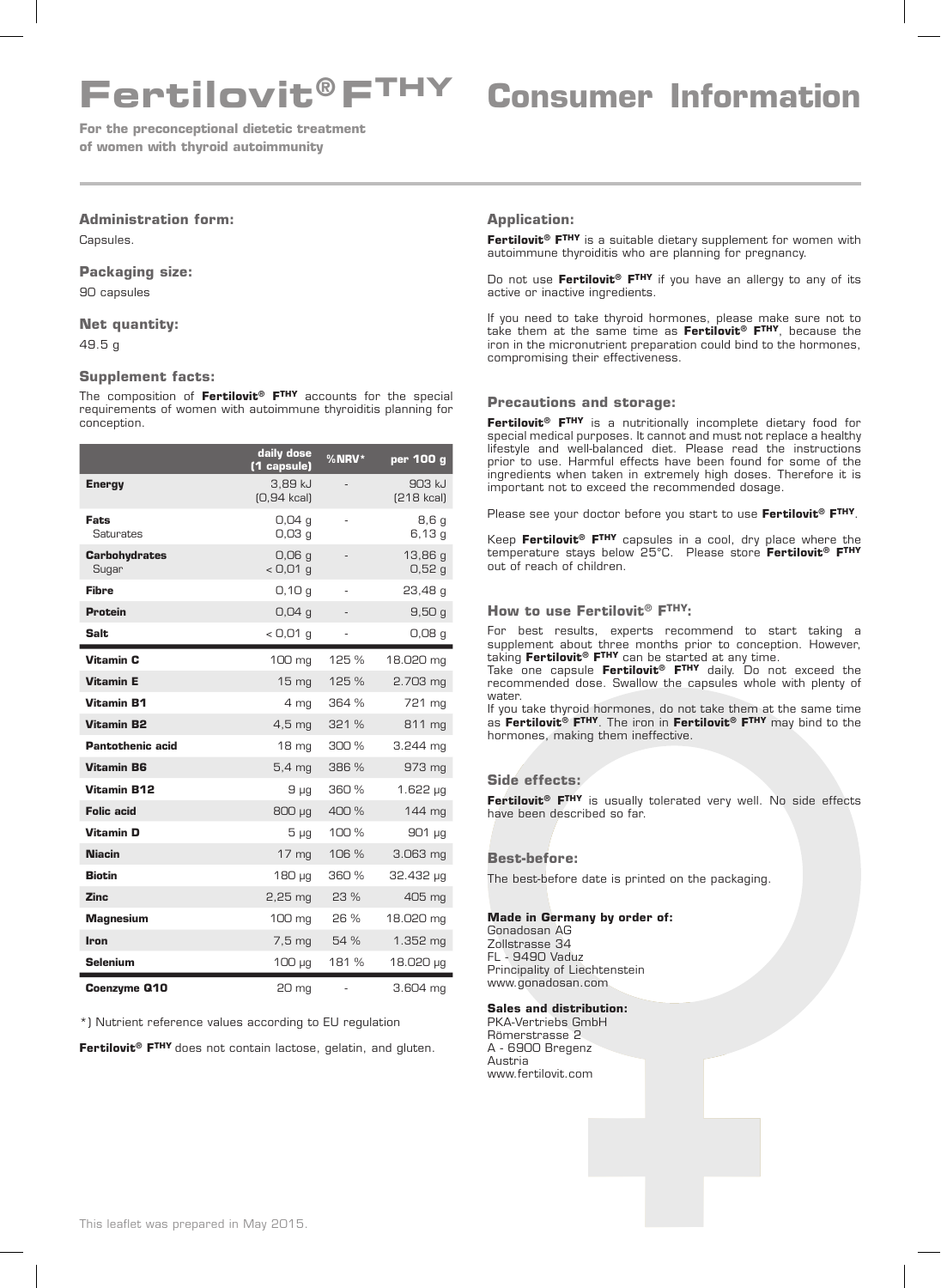# Fertilovit® F$^{THY}$ Consumer Information

**For the preconceptional dietetic treatment of women with thyroid autoimmunity**

### Administration form:

Capsules.

### Packaging size:

90 capsules

### Net quantity:

49.5 g

### Supplement facts:

The composition of **Fertilovit® F$^{THY}$** accounts for the special requirements of women with autoimmune thyroiditis planning for conception.

| | daily dose (1 capsule) | %NRV* | per 100 g |
|---|---|---|---|
| **Energy** | 3,89 kJ (0,94 kcal) | - | 903 kJ (218 kcal) |
| **Fats** | 0,04 g | - | 8,6 g |
| Saturates | 0,03 g | | 6,13 g |
| **Carbohydrates** | 0,06 g | - | 13,86 g |
| Sugar | < 0,01 g | | 0,52 g |
| **Fibre** | 0,10 g | - | 23,48 g |
| **Protein** | 0,04 g | - | 9,50 g |
| **Salt** | < 0,01 g | - | 0,08 g |
| **Vitamin C** | 100 mg | 125 % | 18.020 mg |
| **Vitamin E** | 15 mg | 125 % | 2.703 mg |
| **Vitamin B1** | 4 mg | 364 % | 721 mg |
| **Vitamin B2** | 4,5 mg | 321 % | 811 mg |
| **Pantothenic acid** | 18 mg | 300 % | 3.244 mg |
| **Vitamin B6** | 5,4 mg | 386 % | 973 mg |
| **Vitamin B12** | 9 µg | 360 % | 1.622 µg |
| **Folic acid** | 800 µg | 400 % | 144 mg |
| **Vitamin D** | 5 µg | 100 % | 901 µg |
| **Niacin** | 17 mg | 106 % | 3.063 mg |
| **Biotin** | 180 µg | 360 % | 32.432 µg |
| **Zinc** | 2,25 mg | 23 % | 405 mg |
| **Magnesium** | 100 mg | 26 % | 18.020 mg |
| **Iron** | 7,5 mg | 54 % | 1.352 mg |
| **Selenium** | 100 µg | 181 % | 18.020 µg |
| **Coenzyme Q10** | 20 mg | - | 3.604 mg |

*) Nutrient reference values according to EU regulation

**Fertilovit® F$^{THY}$** does not contain lactose, gelatin, and gluten.

### Application:

**Fertilovit® F$^{THY}$** is a suitable dietary supplement for women with autoimmune thyroiditis who are planning for pregnancy.

Do not use **Fertilovit® F$^{THY}$** if you have an allergy to any of its active or inactive ingredients.

If you need to take thyroid hormones, please make sure not to take them at the same time as **Fertilovit® F$^{THY}$**, because the iron in the micronutrient preparation could bind to the hormones, compromising their effectiveness.

### Precautions and storage:

**Fertilovit® F$^{THY}$** is a nutritionally incomplete dietary food for special medical purposes. It cannot and must not replace a healthy lifestyle and well-balanced diet. Please read the instructions prior to use. Harmful effects have been found for some of the ingredients when taken in extremely high doses. Therefore it is important not to exceed the recommended dosage.

Please see your doctor before you start to use **Fertilovit® F$^{THY}$**.

Keep **Fertilovit® F$^{THY}$** capsules in a cool, dry place where the temperature stays below 25°C. Please store **Fertilovit® F$^{THY}$** out of reach of children.

### How to use Fertilovit® F$^{THY}$:

For best results, experts recommend to start taking a supplement about three months prior to conception. However, taking **Fertilovit® F$^{THY}$** can be started at any time.
Take one capsule **Fertilovit® F$^{THY}$** daily. Do not exceed the recommended dose. Swallow the capsules whole with plenty of water.
If you take thyroid hormones, do not take them at the same time as **Fertilovit® F$^{THY}$**. The iron in **Fertilovit® F$^{THY}$** may bind to the hormones, making them ineffective.

### Side effects:

**Fertilovit® F$^{THY}$** is usually tolerated very well. No side effects have been described so far.

### Best-before:

The best-before date is printed on the packaging.

**Made in Germany by order of:**
Gonadosan AG
Zollstrasse 34
FL - 9490 Vaduz
Principality of Liechtenstein
www.gonadosan.com

**Sales and distribution:**
PKA-Vertriebs GmbH
Römerstrasse 2
A - 6900 Bregenz
Austria
www.fertilovit.com

This leaflet was prepared in May 2015.